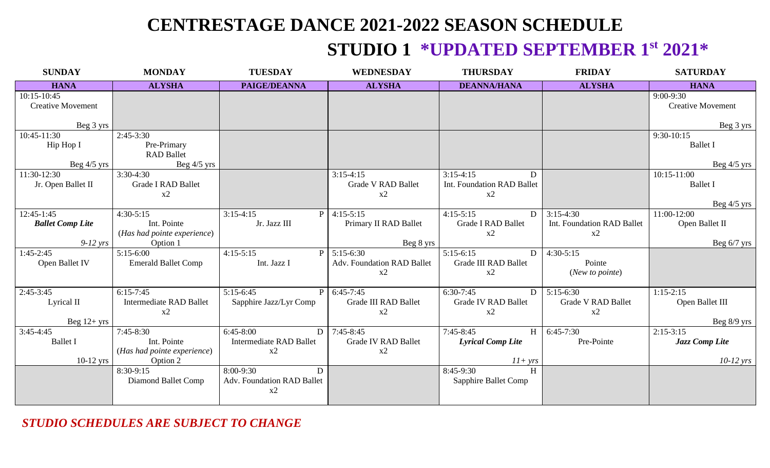# CENTRESTAGE DANCE 2021-2022 SEASON SCHEDULE

## STUDIO 1 *UPDATED SEPTEMBER 1st 2021*

| SUNDAY | MONDAY | TUESDAY | WEDNESDAY | THURSDAY | FRIDAY | SATURDAY |
|---|---|---|---|---|---|---|
| **HANA** | **ALYSHA** | **PAIGE/DEANNA** | **ALYSHA** | **DEANNA/HANA** | **ALYSHA** | **HANA** |
| 10:15-10:45 Creative Movement Beg 3 yrs | | | | | | 9:00-9:30 Creative Movement Beg 3 yrs |
| 10:45-11:30 Hip Hop I Beg 4/5 yrs | 2:45-3:30 Pre-Primary RAD Ballet Beg 4/5 yrs | | | | | 9:30-10:15 Ballet I Beg 4/5 yrs |
| 11:30-12:30 Jr. Open Ballet II | 3:30-4:30 Grade I RAD Ballet x2 | | 3:15-4:15 Grade V RAD Ballet x2 | 3:15-4:15 D Int. Foundation RAD Ballet x2 | | 10:15-11:00 Ballet I Beg 4/5 yrs |
| 12:45-1:45 ***Ballet Comp Lite*** *9-12 yrs* | 4:30-5:15 Int. Pointe (*Has had pointe experience*) Option 1 | 3:15-4:15 P Jr. Jazz III | 4:15-5:15 Primary II RAD Ballet Beg 8 yrs | 4:15-5:15 D Grade I RAD Ballet x2 | 3:15-4:30 Int. Foundation RAD Ballet x2 | 11:00-12:00 Open Ballet II Beg 6/7 yrs |
| 1:45-2:45 Open Ballet IV | 5:15-6:00 Emerald Ballet Comp | 4:15-5:15 P Int. Jazz I | 5:15-6:30 Adv. Foundation RAD Ballet x2 | 5:15-6:15 D Grade III RAD Ballet x2 | 4:30-5:15 Pointe (*New to pointe*) | |
| 2:45-3:45 Lyrical II Beg 12+ yrs | 6:15-7:45 Intermediate RAD Ballet x2 | 5:15-6:45 P Sapphire Jazz/Lyr Comp | 6:45-7:45 Grade III RAD Ballet x2 | 6:30-7:45 D Grade IV RAD Ballet x2 | 5:15-6:30 Grade V RAD Ballet x2 | 1:15-2:15 Open Ballet III Beg 8/9 yrs |
| 3:45-4:45 Ballet I 10-12 yrs | 7:45-8:30 Int. Pointe (*Has had pointe experience*) Option 2 | 6:45-8:00 D Intermediate RAD Ballet x2 | 7:45-8:45 Grade IV RAD Ballet x2 | 7:45-8:45 H ***Lyrical Comp Lite*** *11+ yrs* | 6:45-7:30 Pre-Pointe | 2:15-3:15 ***Jazz Comp Lite*** *10-12 yrs* |
| | 8:30-9:15 Diamond Ballet Comp | 8:00-9:30 D Adv. Foundation RAD Ballet x2 | | 8:45-9:30 H Sapphire Ballet Comp | | |

***STUDIO SCHEDULES ARE SUBJECT TO CHANGE***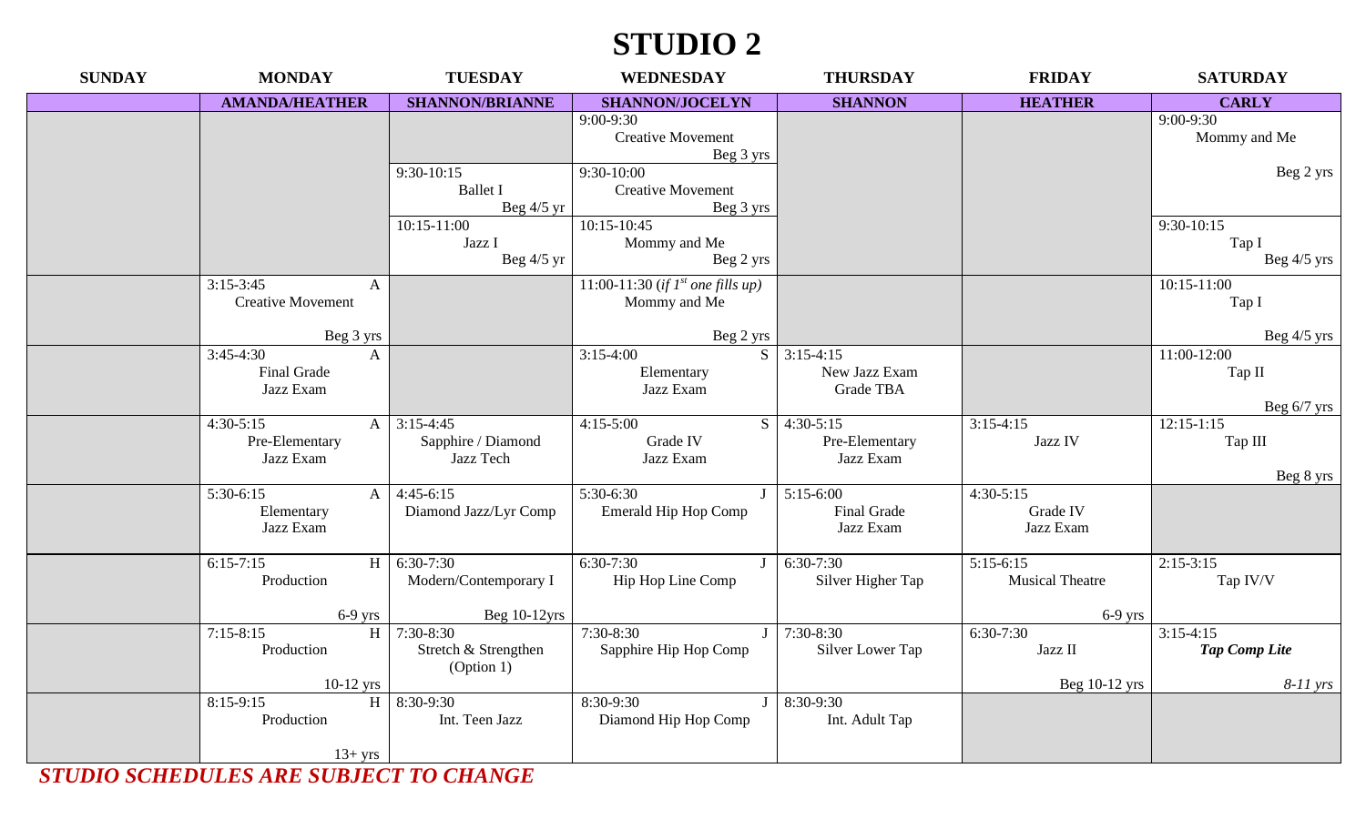# STUDIO 2

| SUNDAY | MONDAY | TUESDAY | WEDNESDAY | THURSDAY | FRIDAY | SATURDAY |
|---|---|---|---|---|---|---|
| | **AMANDA/HEATHER** | **SHANNON/BRIANNE** | **SHANNON/JOCELYN** | **SHANNON** | **HEATHER** | **CARLY** |
| | | | 9:00-9:30 Creative Movement Beg 3 yrs | | | 9:00-9:30 Mommy and Me Beg 2 yrs |
| | | 9:30-10:15 Ballet I Beg 4/5 yr | 9:30-10:00 Creative Movement Beg 3 yrs | | | |
| | | 10:15-11:00 Jazz I Beg 4/5 yr | 10:15-10:45 Mommy and Me Beg 2 yrs | | | 9:30-10:15 Tap I Beg 4/5 yrs |
| | 3:15-3:45 A Creative Movement Beg 3 yrs | | 11:00-11:30 (*if 1st one fills up*) Mommy and Me Beg 2 yrs | | | 10:15-11:00 Tap I Beg 4/5 yrs |
| | 3:45-4:30 A Final Grade Jazz Exam | | 3:15-4:00 S Elementary Jazz Exam | 3:15-4:15 New Jazz Exam Grade TBA | | 11:00-12:00 Tap II Beg 6/7 yrs |
| | 4:30-5:15 A Pre-Elementary Jazz Exam | 3:15-4:45 Sapphire / Diamond Jazz Tech | 4:15-5:00 S Grade IV Jazz Exam | 4:30-5:15 Pre-Elementary Jazz Exam | 3:15-4:15 Jazz IV | 12:15-1:15 Tap III Beg 8 yrs |
| | 5:30-6:15 A Elementary Jazz Exam | 4:45-6:15 Diamond Jazz/Lyr Comp | 5:30-6:30 J Emerald Hip Hop Comp | 5:15-6:00 Final Grade Jazz Exam | 4:30-5:15 Grade IV Jazz Exam | |
| | 6:15-7:15 H Production 6-9 yrs | 6:30-7:30 Modern/Contemporary I Beg 10-12yrs | 6:30-7:30 J Hip Hop Line Comp | 6:30-7:30 Silver Higher Tap | 5:15-6:15 Musical Theatre 6-9 yrs | 2:15-3:15 Tap IV/V |
| | 7:15-8:15 H Production 10-12 yrs | 7:30-8:30 Stretch & Strengthen (Option 1) | 7:30-8:30 J Sapphire Hip Hop Comp | 7:30-8:30 Silver Lower Tap | 6:30-7:30 Jazz II Beg 10-12 yrs | 3:15-4:15 ***Tap Comp Lite*** *8-11 yrs* |
| | 8:15-9:15 H Production 13+ yrs | 8:30-9:30 Int. Teen Jazz | 8:30-9:30 J Diamond Hip Hop Comp | 8:30-9:30 Int. Adult Tap | | |

***STUDIO SCHEDULES ARE SUBJECT TO CHANGE***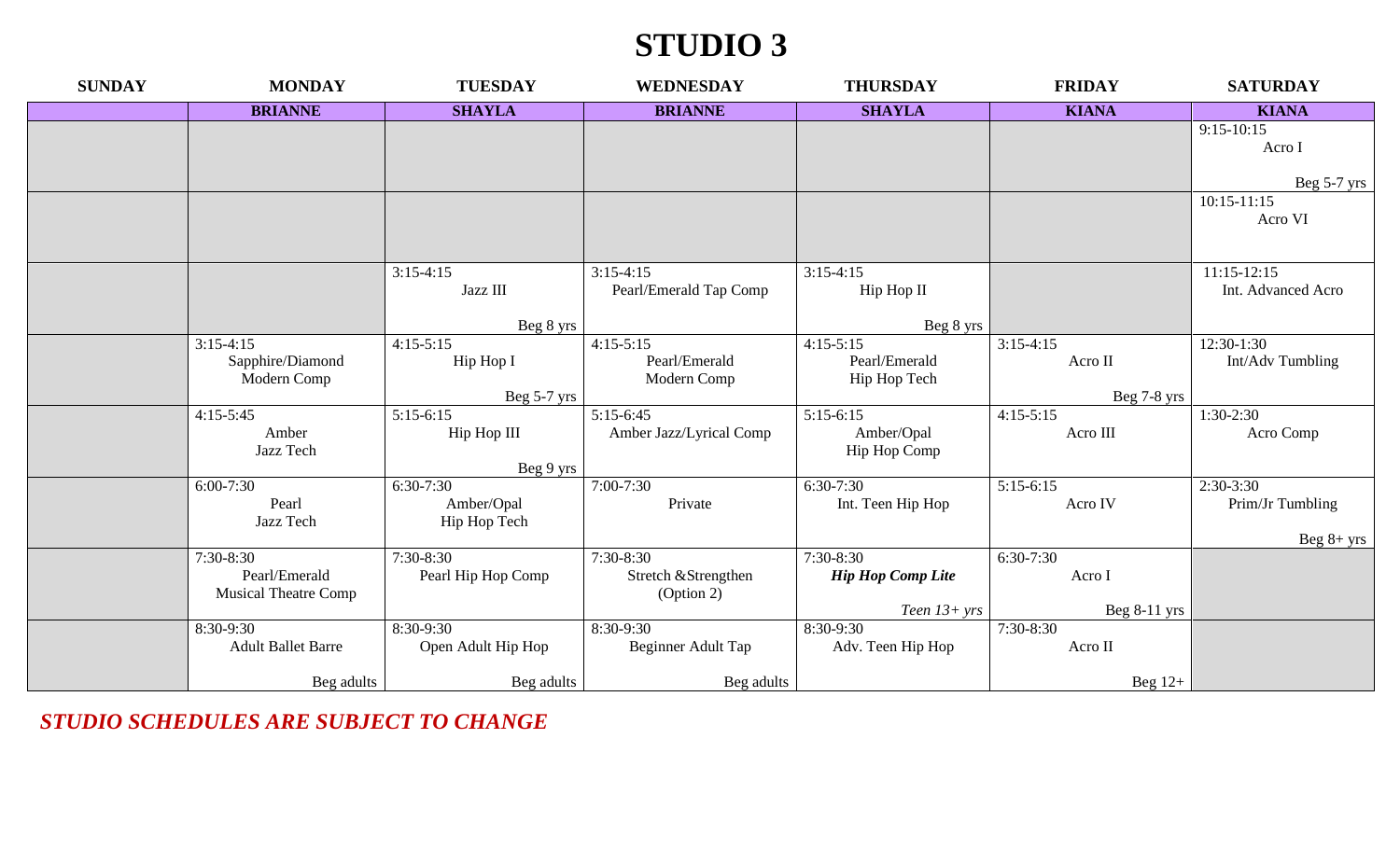# STUDIO 3

| SUNDAY | MONDAY | TUESDAY | WEDNESDAY | THURSDAY | FRIDAY | SATURDAY |
|---|---|---|---|---|---|---|
| | **BRIANNE** | **SHAYLA** | **BRIANNE** | **SHAYLA** | **KIANA** | **KIANA** |
| | | | | | | 9:15-10:15 Acro I Beg 5-7 yrs |
| | | | | | | 10:15-11:15 Acro VI |
| | | 3:15-4:15 Jazz III Beg 8 yrs | 3:15-4:15 Pearl/Emerald Tap Comp | 3:15-4:15 Hip Hop II Beg 8 yrs | | 11:15-12:15 Int. Advanced Acro |
| | 3:15-4:15 Sapphire/Diamond Modern Comp | 4:15-5:15 Hip Hop I Beg 5-7 yrs | 4:15-5:15 Pearl/Emerald Modern Comp | 4:15-5:15 Pearl/Emerald Hip Hop Tech | 3:15-4:15 Acro II Beg 7-8 yrs | 12:30-1:30 Int/Adv Tumbling |
| | 4:15-5:45 Amber Jazz Tech | 5:15-6:15 Hip Hop III Beg 9 yrs | 5:15-6:45 Amber Jazz/Lyrical Comp | 5:15-6:15 Amber/Opal Hip Hop Comp | 4:15-5:15 Acro III | 1:30-2:30 Acro Comp |
| | 6:00-7:30 Pearl Jazz Tech | 6:30-7:30 Amber/Opal Hip Hop Tech | 7:00-7:30 Private | 6:30-7:30 Int. Teen Hip Hop | 5:15-6:15 Acro IV | 2:30-3:30 Prim/Jr Tumbling Beg 8+ yrs |
| | 7:30-8:30 Pearl/Emerald Musical Theatre Comp | 7:30-8:30 Pearl Hip Hop Comp | 7:30-8:30 Stretch &Strengthen (Option 2) | 7:30-8:30 ***Hip Hop Comp Lite*** *Teen 13+ yrs* | 6:30-7:30 Acro I Beg 8-11 yrs | |
| | 8:30-9:30 Adult Ballet Barre Beg adults | 8:30-9:30 Open Adult Hip Hop Beg adults | 8:30-9:30 Beginner Adult Tap Beg adults | 8:30-9:30 Adv. Teen Hip Hop | 7:30-8:30 Acro II Beg 12+ | |

***STUDIO SCHEDULES ARE SUBJECT TO CHANGE***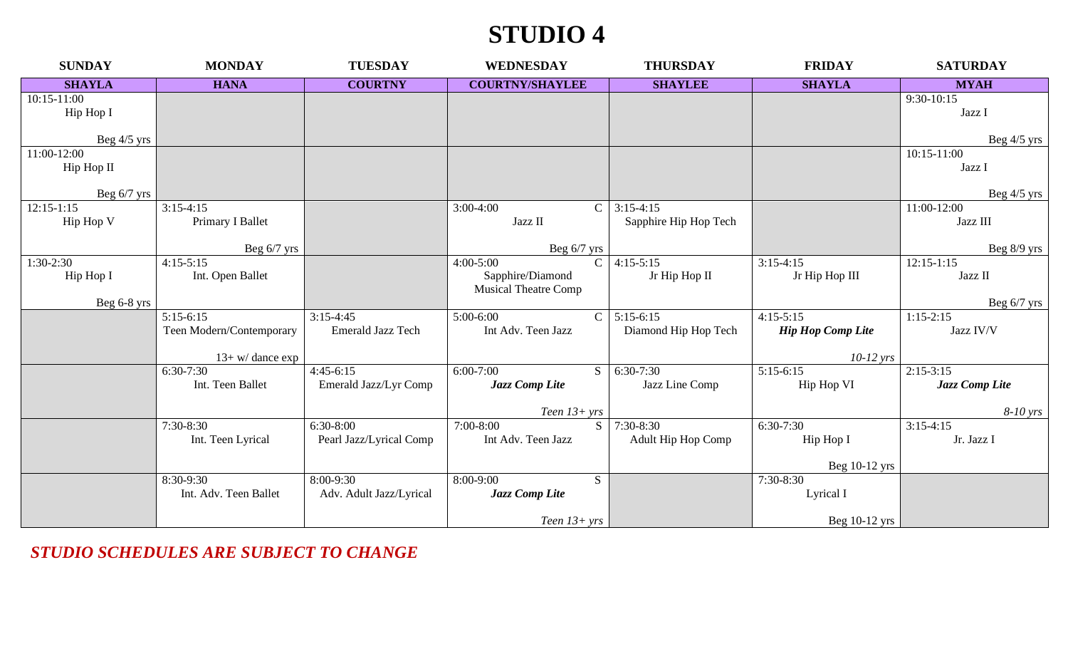# STUDIO 4

| SUNDAY | MONDAY | TUESDAY | WEDNESDAY | THURSDAY | FRIDAY | SATURDAY |
|---|---|---|---|---|---|---|
| **SHAYLA** | **HANA** | **COURTNY** | **COURTNY/SHAYLEE** | **SHAYLEE** | **SHAYLA** | **MYAH** |
| 10:15-11:00 Hip Hop I Beg 4/5 yrs | | | | | | 9:30-10:15 Jazz I Beg 4/5 yrs |
| 11:00-12:00 Hip Hop II Beg 6/7 yrs | | | | | | 10:15-11:00 Jazz I Beg 4/5 yrs |
| 12:15-1:15 Hip Hop V | 3:15-4:15 Primary I Ballet Beg 6/7 yrs | | 3:00-4:00 C Jazz II Beg 6/7 yrs | 3:15-4:15 Sapphire Hip Hop Tech | | 11:00-12:00 Jazz III Beg 8/9 yrs |
| 1:30-2:30 Hip Hop I Beg 6-8 yrs | 4:15-5:15 Int. Open Ballet | | 4:00-5:00 C Sapphire/Diamond Musical Theatre Comp | 4:15-5:15 Jr Hip Hop II | 3:15-4:15 Jr Hip Hop III | 12:15-1:15 Jazz II Beg 6/7 yrs |
| | 5:15-6:15 Teen Modern/Contemporary 13+ w/ dance exp | 3:15-4:45 Emerald Jazz Tech | 5:00-6:00 C Int Adv. Teen Jazz | 5:15-6:15 Diamond Hip Hop Tech | 4:15-5:15 ***Hip Hop Comp Lite*** *10-12 yrs* | 1:15-2:15 Jazz IV/V |
| | 6:30-7:30 Int. Teen Ballet | 4:45-6:15 Emerald Jazz/Lyr Comp | 6:00-7:00 S ***Jazz Comp Lite*** *Teen 13+ yrs* | 6:30-7:30 Jazz Line Comp | 5:15-6:15 Hip Hop VI | 2:15-3:15 ***Jazz Comp Lite*** *8-10 yrs* |
| | 7:30-8:30 Int. Teen Lyrical | 6:30-8:00 Pearl Jazz/Lyrical Comp | 7:00-8:00 S Int Adv. Teen Jazz | 7:30-8:30 Adult Hip Hop Comp | 6:30-7:30 Hip Hop I Beg 10-12 yrs | 3:15-4:15 Jr. Jazz I |
| | 8:30-9:30 Int. Adv. Teen Ballet | 8:00-9:30 Adv. Adult Jazz/Lyrical | 8:00-9:00 S ***Jazz Comp Lite*** *Teen 13+ yrs* | | 7:30-8:30 Lyrical I Beg 10-12 yrs | |

***STUDIO SCHEDULES ARE SUBJECT TO CHANGE***